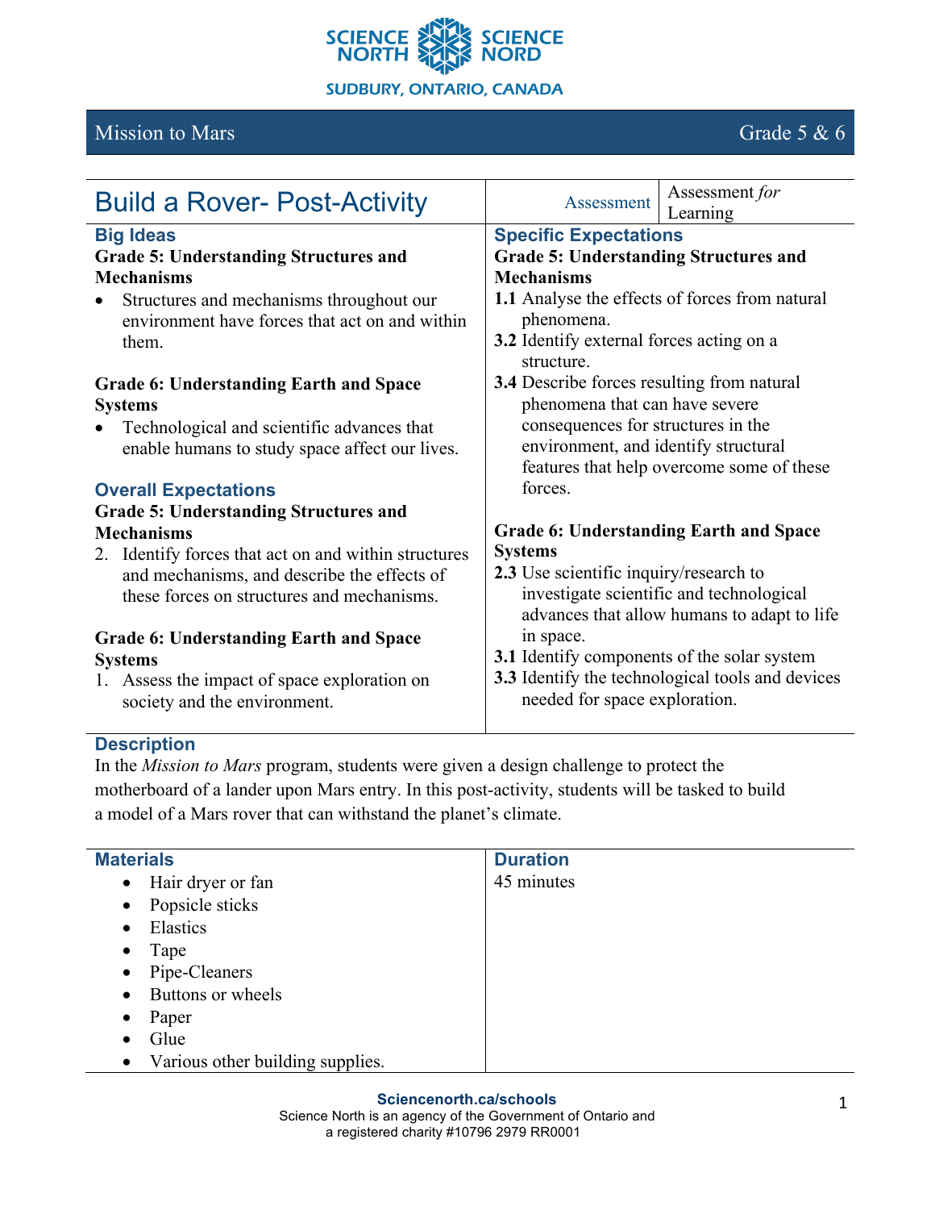SCIENCE NORTH SCIENCE NORD

SUDBURY, ONTARIO, CANADA

Mission to Mars — Grade 5 & 6

# Build a Rover- Post-Activity

| Assessment | Assessment *for* Learning |
|---|---|

## Big Ideas

**Grade 5: Understanding Structures and Mechanisms**

- Structures and mechanisms throughout our environment have forces that act on and within them.

**Grade 6: Understanding Earth and Space Systems**

- Technological and scientific advances that enable humans to study space affect our lives.

## Overall Expectations

**Grade 5: Understanding Structures and Mechanisms**

2. Identify forces that act on and within structures and mechanisms, and describe the effects of these forces on structures and mechanisms.

**Grade 6: Understanding Earth and Space Systems**

1. Assess the impact of space exploration on society and the environment.

## Specific Expectations

**Grade 5: Understanding Structures and Mechanisms**

**1.1** Analyse the effects of forces from natural phenomena.

**3.2** Identify external forces acting on a structure.

**3.4** Describe forces resulting from natural phenomena that can have severe consequences for structures in the environment, and identify structural features that help overcome some of these forces.

**Grade 6: Understanding Earth and Space Systems**

**2.3** Use scientific inquiry/research to investigate scientific and technological advances that allow humans to adapt to life in space.

**3.1** Identify components of the solar system

**3.3** Identify the technological tools and devices needed for space exploration.

## Description

In the *Mission to Mars* program, students were given a design challenge to protect the motherboard of a lander upon Mars entry. In this post-activity, students will be tasked to build a model of a Mars rover that can withstand the planet's climate.

## Materials

- Hair dryer or fan
- Popsicle sticks
- Elastics
- Tape
- Pipe-Cleaners
- Buttons or wheels
- Paper
- Glue
- Various other building supplies.

## Duration

45 minutes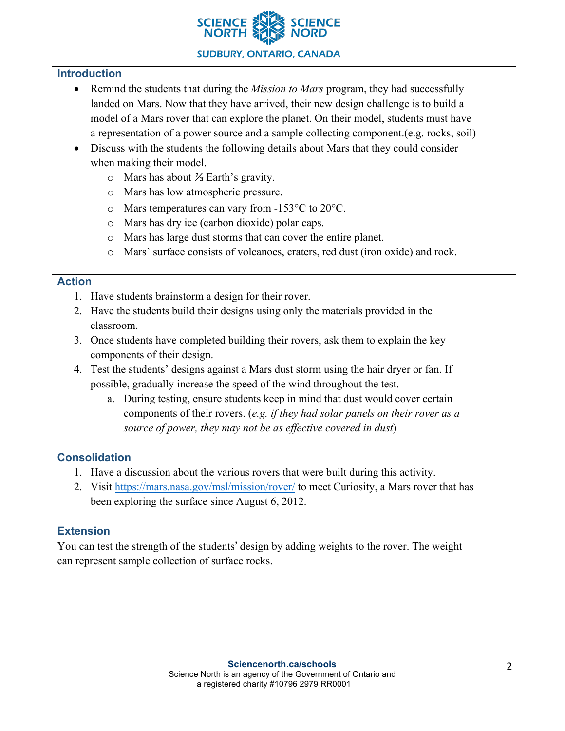## Introduction

- Remind the students that during the *Mission to Mars* program, they had successfully landed on Mars. Now that they have arrived, their new design challenge is to build a model of a Mars rover that can explore the planet. On their model, students must have a representation of a power source and a sample collecting component.(e.g. rocks, soil)
- Discuss with the students the following details about Mars that they could consider when making their model.
  - Mars has about ⅓ Earth's gravity.
  - Mars has low atmospheric pressure.
  - Mars temperatures can vary from -153°C to 20°C.
  - Mars has dry ice (carbon dioxide) polar caps.
  - Mars has large dust storms that can cover the entire planet.
  - Mars' surface consists of volcanoes, craters, red dust (iron oxide) and rock.

## Action

1. Have students brainstorm a design for their rover.
2. Have the students build their designs using only the materials provided in the classroom.
3. Once students have completed building their rovers, ask them to explain the key components of their design.
4. Test the students' designs against a Mars dust storm using the hair dryer or fan. If possible, gradually increase the speed of the wind throughout the test.
   a. During testing, ensure students keep in mind that dust would cover certain components of their rovers. (*e.g. if they had solar panels on their rover as a source of power, they may not be as effective covered in dust*)

## Consolidation

1. Have a discussion about the various rovers that were built during this activity.
2. Visit [https://mars.nasa.gov/msl/mission/rover/](https://mars.nasa.gov/msl/mission/rover/) to meet Curiosity, a Mars rover that has been exploring the surface since August 6, 2012.

## Extension

You can test the strength of the students' design by adding weights to the rover. The weight can represent sample collection of surface rocks.